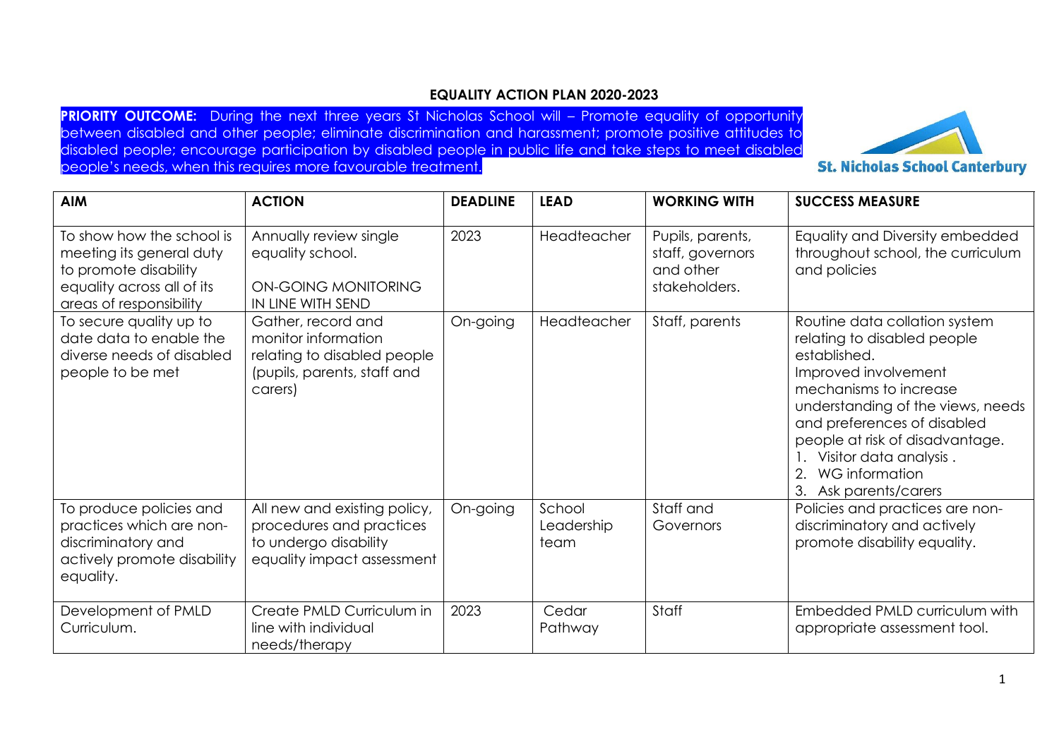# EQUALITY ACTION PLAN 2020-2023

**PRIORITY OUTCOME:** During the next three years St Nicholas School will – Promote equality of opportunity between disabled and other people; eliminate discrimination and harassment; promote positive attitudes to disabled people; encourage participation by disabled people in public life and take steps to meet disabled people's needs, when this requires more favourable treatment.

St. Nicholas School Canterbury

| AIM | ACTION | DEADLINE | LEAD | WORKING WITH | SUCCESS MEASURE |
|---|---|---|---|---|---|
| To show how the school is meeting its general duty to promote disability equality across all of its areas of responsibility | Annually review single equality school.<br><br>ON-GOING MONITORING IN LINE WITH SEND | 2023 | Headteacher | Pupils, parents, staff, governors and other stakeholders. | Equality and Diversity embedded throughout school, the curriculum and policies |
| To secure quality up to date data to enable the diverse needs of disabled people to be met | Gather, record and monitor information relating to disabled people (pupils, parents, staff and carers) | On-going | Headteacher | Staff, parents | Routine data collation system relating to disabled people established.<br>Improved involvement mechanisms to increase understanding of the views, needs and preferences of disabled people at risk of disadvantage.<br>1. Visitor data analysis .<br>2. WG information<br>3. Ask parents/carers |
| To produce policies and practices which are non-discriminatory and actively promote disability equality. | All new and existing policy, procedures and practices to undergo disability equality impact assessment | On-going | School Leadership team | Staff and Governors | Policies and practices are non-discriminatory and actively promote disability equality. |
| Development of PMLD Curriculum. | Create PMLD Curriculum in line with individual needs/therapy | 2023 | Cedar Pathway | Staff | Embedded PMLD curriculum with appropriate assessment tool. |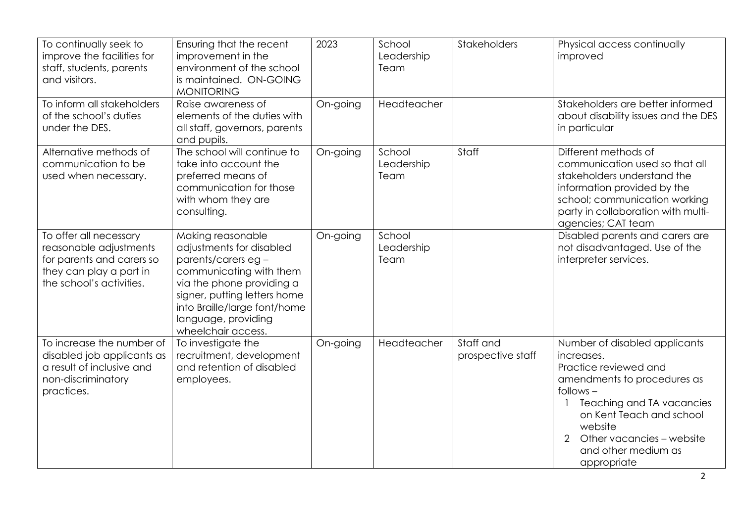| To continually seek to improve the facilities for staff, students, parents and visitors. | Ensuring that the recent improvement in the environment of the school is maintained. ON-GOING MONITORING | 2023 | School Leadership Team | Stakeholders | Physical access continually improved |
|---|---|---|---|---|---|
| To inform all stakeholders of the school's duties under the DES. | Raise awareness of elements of the duties with all staff, governors, parents and pupils. | On-going | Headteacher | | Stakeholders are better informed about disability issues and the DES in particular |
| Alternative methods of communication to be used when necessary. | The school will continue to take into account the preferred means of communication for those with whom they are consulting. | On-going | School Leadership Team | Staff | Different methods of communication used so that all stakeholders understand the information provided by the school; communication working party in collaboration with multi-agencies; CAT team |
| To offer all necessary reasonable adjustments for parents and carers so they can play a part in the school's activities. | Making reasonable adjustments for disabled parents/carers eg – communicating with them via the phone providing a signer, putting letters home into Braille/large font/home language, providing wheelchair access. | On-going | School Leadership Team | | Disabled parents and carers are not disadvantaged. Use of the interpreter services. |
| To increase the number of disabled job applicants as a result of inclusive and non-discriminatory practices. | To investigate the recruitment, development and retention of disabled employees. | On-going | Headteacher | Staff and prospective staff | Number of disabled applicants increases.<br>Practice reviewed and amendments to procedures as follows –<br>1 Teaching and TA vacancies on Kent Teach and school website<br>2 Other vacancies – website and other medium as appropriate |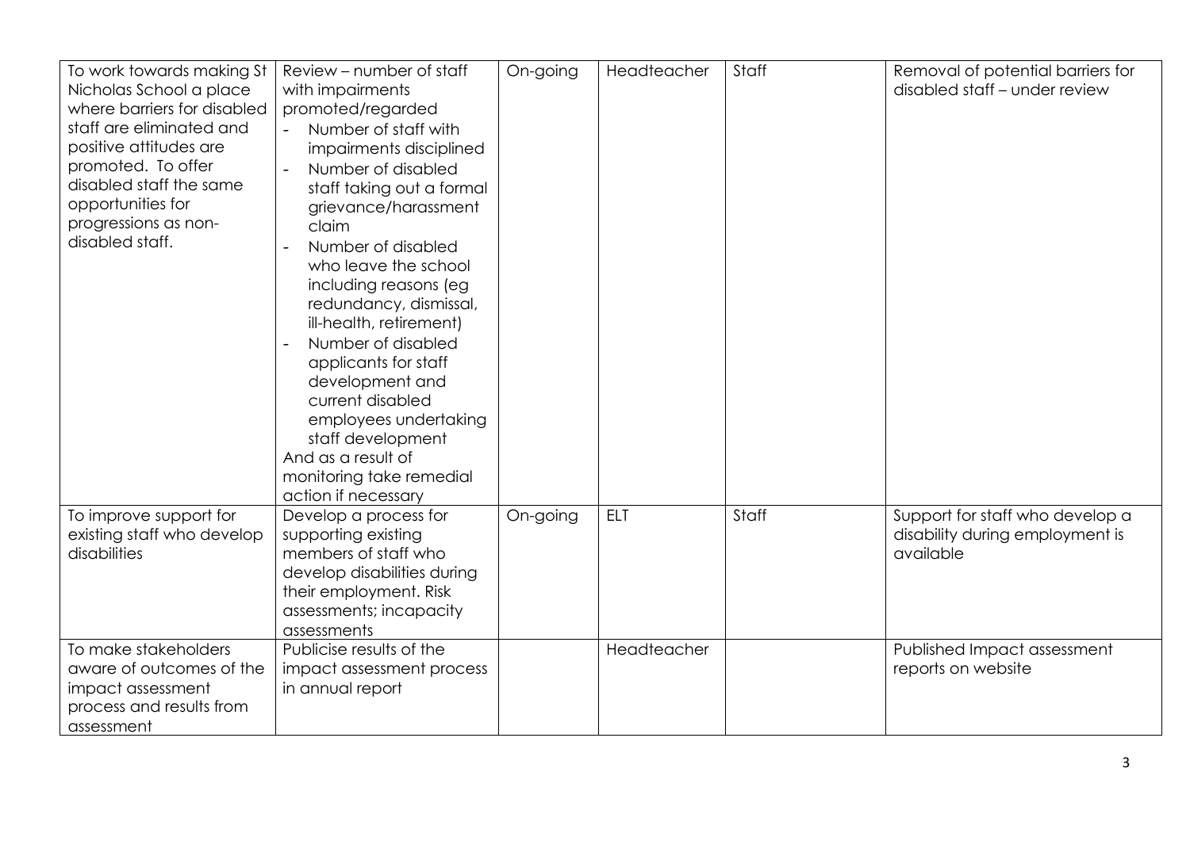| | | | | | |
|---|---|---|---|---|---|
| To work towards making St Nicholas School a place where barriers for disabled staff are eliminated and positive attitudes are promoted. To offer disabled staff the same opportunities for progressions as non-disabled staff. | Review – number of staff with impairments promoted/regarded<br>- Number of staff with impairments disciplined<br>- Number of disabled staff taking out a formal grievance/harassment claim<br>- Number of disabled who leave the school including reasons (eg redundancy, dismissal, ill-health, retirement)<br>- Number of disabled applicants for staff development and current disabled employees undertaking staff development<br>And as a result of monitoring take remedial action if necessary | On-going | Headteacher | Staff | Removal of potential barriers for disabled staff – under review |
| To improve support for existing staff who develop disabilities | Develop a process for supporting existing members of staff who develop disabilities during their employment. Risk assessments; incapacity assessments | On-going | ELT | Staff | Support for staff who develop a disability during employment is available |
| To make stakeholders aware of outcomes of the impact assessment process and results from assessment | Publicise results of the impact assessment process in annual report | | Headteacher | | Published Impact assessment reports on website |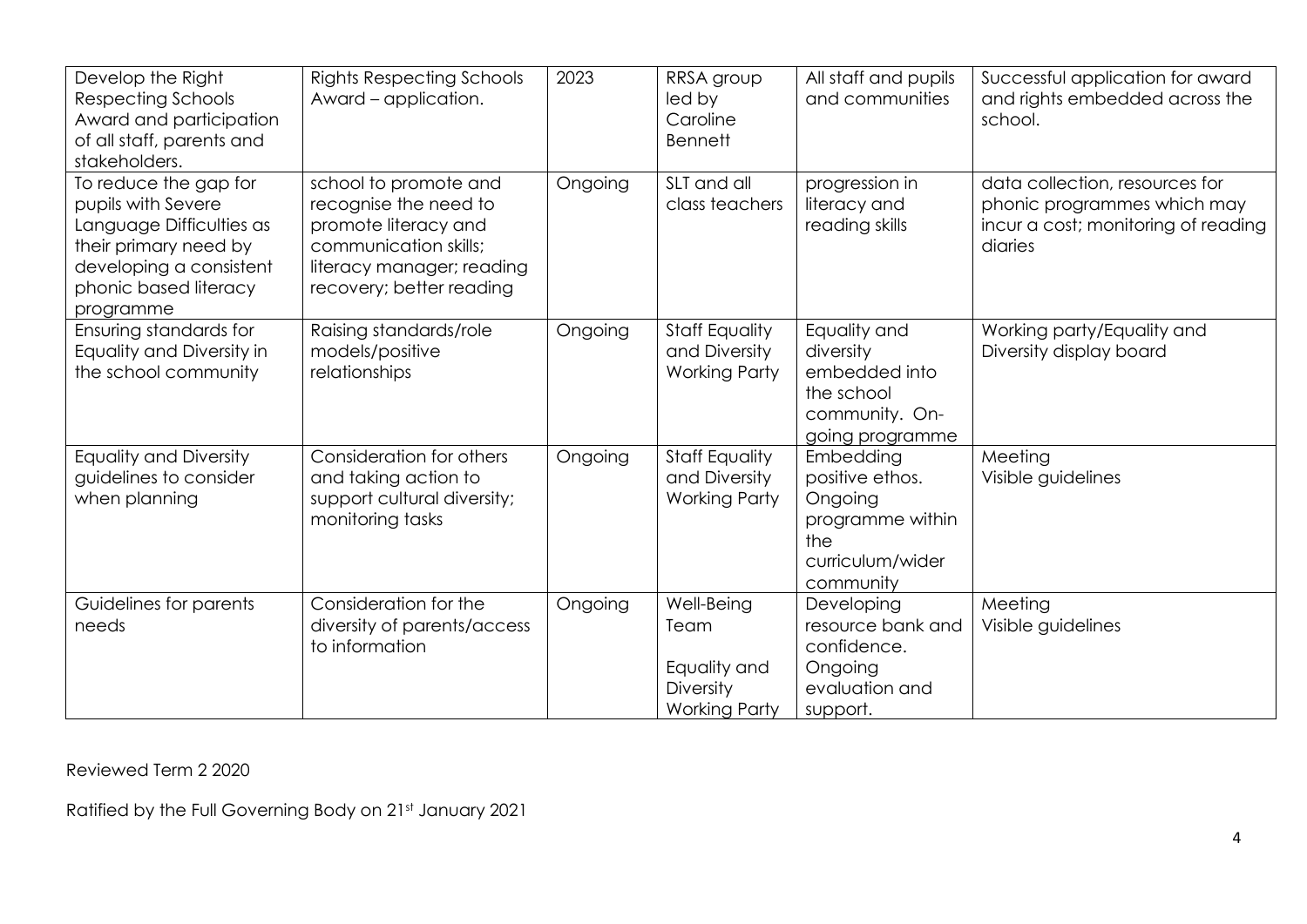| | | | | | |
|---|---|---|---|---|---|
| Develop the Right Respecting Schools Award and participation of all staff, parents and stakeholders. | Rights Respecting Schools Award – application. | 2023 | RRSA group led by Caroline Bennett | All staff and pupils and communities | Successful application for award and rights embedded across the school. |
| To reduce the gap for pupils with Severe Language Difficulties as their primary need by developing a consistent phonic based literacy programme | school to promote and recognise the need to promote literacy and communication skills; literacy manager; reading recovery; better reading | Ongoing | SLT and all class teachers | progression in literacy and reading skills | data collection, resources for phonic programmes which may incur a cost; monitoring of reading diaries |
| Ensuring standards for Equality and Diversity in the school community | Raising standards/role models/positive relationships | Ongoing | Staff Equality and Diversity Working Party | Equality and diversity embedded into the school community. On-going programme | Working party/Equality and Diversity display board |
| Equality and Diversity guidelines to consider when planning | Consideration for others and taking action to support cultural diversity; monitoring tasks | Ongoing | Staff Equality and Diversity Working Party | Embedding positive ethos. Ongoing programme within the curriculum/wider community | Meeting<br>Visible guidelines |
| Guidelines for parents needs | Consideration for the diversity of parents/access to information | Ongoing | Well-Being Team<br><br>Equality and Diversity Working Party | Developing resource bank and confidence. Ongoing evaluation and support. | Meeting<br>Visible guidelines |

Reviewed Term 2 2020

Ratified by the Full Governing Body on 21st January 2021